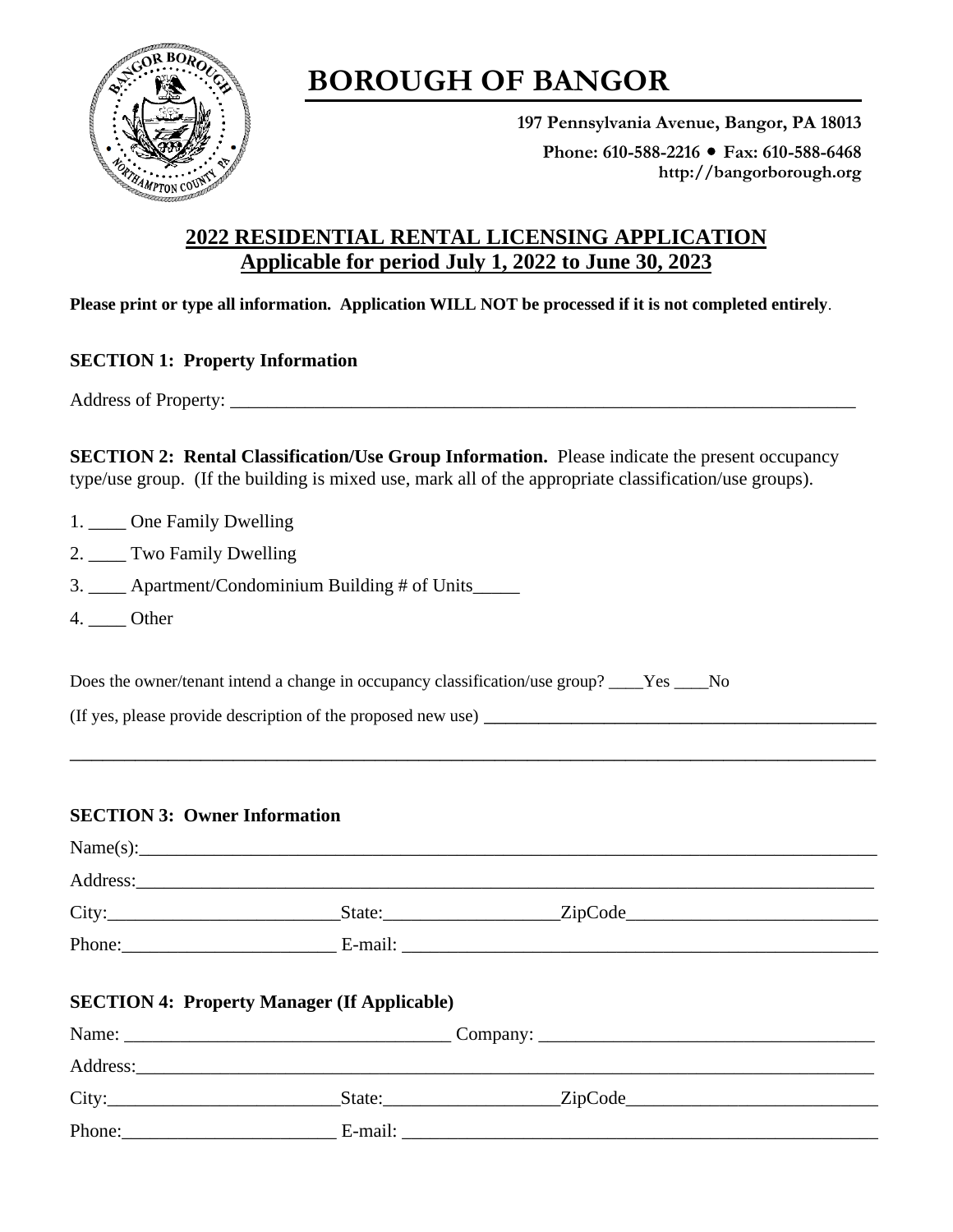# BOROUGH OF BANGOR

**197 Pennsylvania Avenue, Bangor, PA 18013**

**Phone: 610-588-2216 • Fax: 610-588-6468**
**http://bangorborough.org**

## 2022 RESIDENTIAL RENTAL LICENSING APPLICATION
## Applicable for period July 1, 2022 to June 30, 2023

**Please print or type all information. Application WILL NOT be processed if it is not completed entirely**.

**SECTION 1: Property Information**

Address of Property: ___________________________________________________________________

**SECTION 2: Rental Classification/Use Group Information.** Please indicate the present occupancy type/use group. (If the building is mixed use, mark all of the appropriate classification/use groups).

1. ____ One Family Dwelling
2. ____ Two Family Dwelling
3. ____ Apartment/Condominium Building # of Units_____
4. ____ Other

Does the owner/tenant intend a change in occupancy classification/use group? ____Yes ____No

(If yes, please provide description of the proposed new use) ________________________________________

_____________________________________________________________________________________

**SECTION 3: Owner Information**

Name(s):______________________________________________________________________________

Address:______________________________________________________________________________

City:________________________State:_________________ZipCode__________________________

Phone:______________________ E-mail: ________________________________________________

**SECTION 4: Property Manager (If Applicable)**

Name: __________________________________ Company: __________________________________

Address:______________________________________________________________________________

City:________________________State:_________________ZipCode__________________________

Phone:______________________ E-mail: ________________________________________________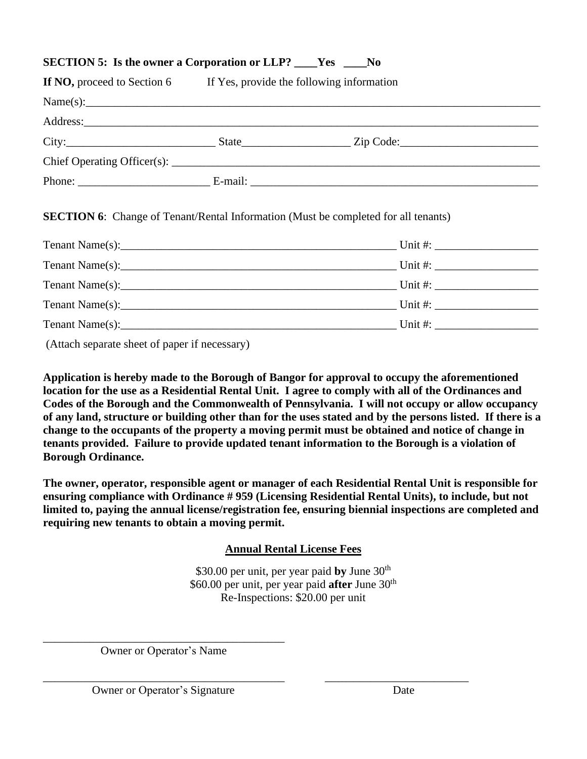**SECTION 5: Is the owner a Corporation or LLP? ____Yes ____No**

**If NO,** proceed to Section 6 If Yes, provide the following information

Name(s):_______________________________________________________________________________

Address:_______________________________________________________________________________

City:__________________________ State__________________ Zip Code:_______________________

Chief Operating Officer(s): ______________________________________________________________

Phone: ______________________ E-mail: ___________________________________________________

**SECTION 6**: Change of Tenant/Rental Information (Must be completed for all tenants)

Tenant Name(s):_________________________________________________ Unit #: __________________

Tenant Name(s):_________________________________________________ Unit #: __________________

Tenant Name(s):_________________________________________________ Unit #: __________________

Tenant Name(s):_________________________________________________ Unit #: __________________

Tenant Name(s):_________________________________________________ Unit #: __________________

(Attach separate sheet of paper if necessary)

**Application is hereby made to the Borough of Bangor for approval to occupy the aforementioned location for the use as a Residential Rental Unit. I agree to comply with all of the Ordinances and Codes of the Borough and the Commonwealth of Pennsylvania. I will not occupy or allow occupancy of any land, structure or building other than for the uses stated and by the persons listed. If there is a change to the occupants of the property a moving permit must be obtained and notice of change in tenants provided. Failure to provide updated tenant information to the Borough is a violation of Borough Ordinance.**

**The owner, operator, responsible agent or manager of each Residential Rental Unit is responsible for ensuring compliance with Ordinance # 959 (Licensing Residential Rental Units), to include, but not limited to, paying the annual license/registration fee, ensuring biennial inspections are completed and requiring new tenants to obtain a moving permit.**

**Annual Rental License Fees**

$30.00 per unit, per year paid **by** June 30th
$60.00 per unit, per year paid **after** June 30th
Re-Inspections: $20.00 per unit

___________________________________________
Owner or Operator's Name

___________________________________________ ________________________
Owner or Operator's Signature Date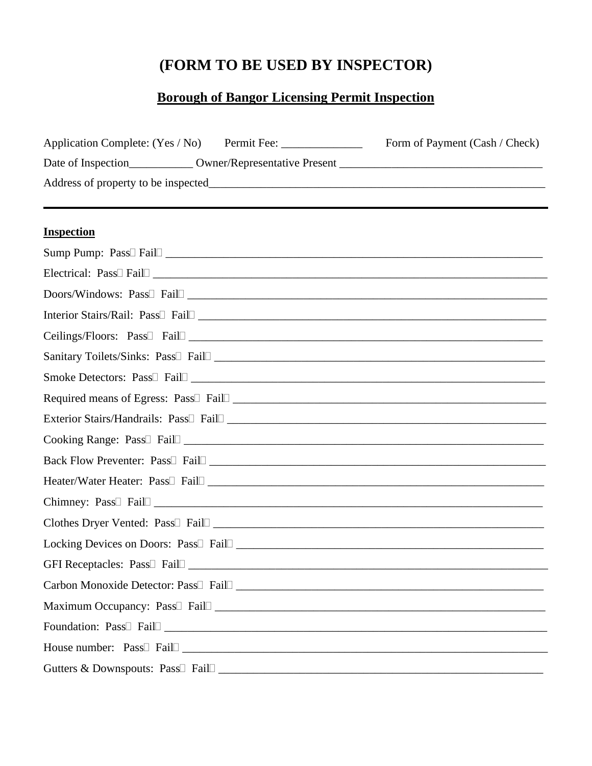# (FORM TO BE USED BY INSPECTOR)

## Borough of Bangor Licensing Permit Inspection

Application Complete: (Yes / No)    Permit Fee: ______________    Form of Payment (Cash / Check)

Date of Inspection___________ Owner/Representative Present ___________________________________

Address of property to be inspected____________________________________________________________

---

**Inspection**

Sump Pump: Pass☐ Fail☐ ___________________________________________________________________

Electrical: Pass☐ Fail☐ ____________________________________________________________________

Doors/Windows: Pass☐ Fail☐ _______________________________________________________________

Interior Stairs/Rail: Pass☐ Fail☐ ___________________________________________________________

Ceilings/Floors: Pass☐ Fail☐ _______________________________________________________________

Sanitary Toilets/Sinks: Pass☐ Fail☐ _________________________________________________________

Smoke Detectors: Pass☐ Fail☐ ______________________________________________________________

Required means of Egress: Pass☐ Fail☐ ______________________________________________________

Exterior Stairs/Handrails: Pass☐ Fail☐ ______________________________________________________

Cooking Range: Pass☐ Fail☐ ________________________________________________________________

Back Flow Preventer: Pass☐ Fail☐ __________________________________________________________

Heater/Water Heater: Pass☐ Fail☐ ___________________________________________________________

Chimney: Pass☐ Fail☐ _____________________________________________________________________

Clothes Dryer Vented: Pass☐ Fail☐ _________________________________________________________

Locking Devices on Doors: Pass☐ Fail☐ ______________________________________________________

GFI Receptacles: Pass☐ Fail☐ _______________________________________________________________

Carbon Monoxide Detector: Pass☐ Fail☐ _____________________________________________________

Maximum Occupancy: Pass☐ Fail☐ ___________________________________________________________

Foundation: Pass☐ Fail☐ ___________________________________________________________________

House number: Pass☐ Fail☐ ________________________________________________________________

Gutters & Downspouts: Pass☐ Fail☐ _________________________________________________________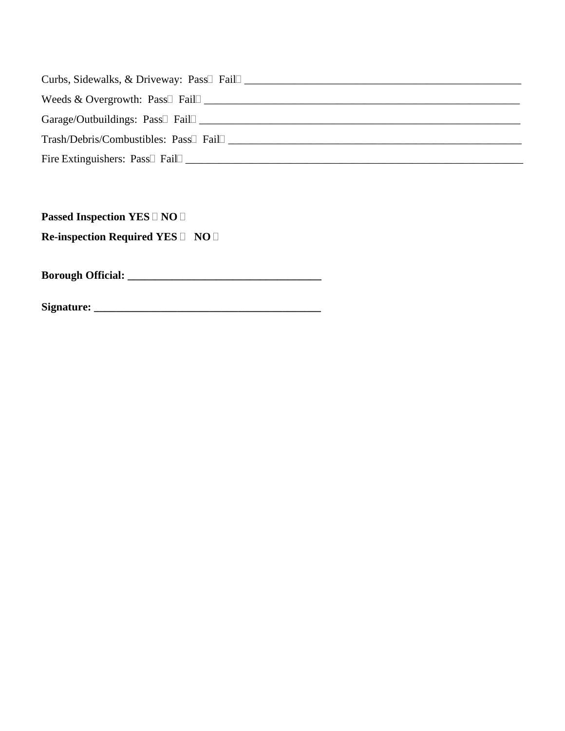Curbs, Sidewalks, & Driveway:  Pass☐  Fail☐ ____________________________________________________

Weeds & Overgrowth:  Pass☐  Fail☐ __________________________________________________________

Garage/Outbuildings:  Pass☐  Fail☐ __________________________________________________________

Trash/Debris/Combustibles:  Pass☐  Fail☐ _____________________________________________________

Fire Extinguishers:  Pass☐  Fail☐ _____________________________________________________________

**Passed Inspection YES ☐ NO ☐**

**Re-inspection Required YES ☐  NO ☐**

**Borough Official: ___________________________________**

**Signature: __________________________________________**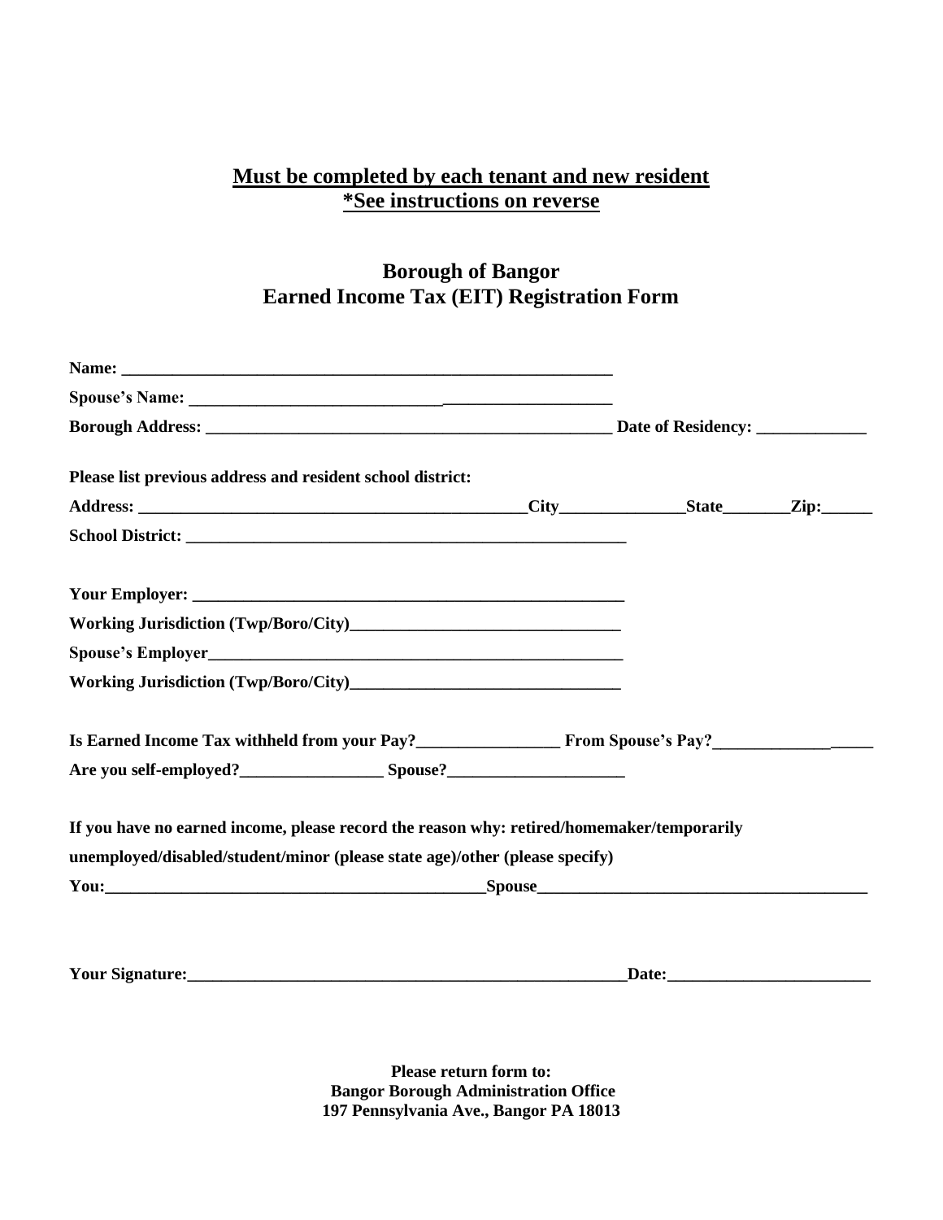**<u>Must be completed by each tenant and new resident</u>**
**<u>*See instructions on reverse</u>**

## Borough of Bangor
## Earned Income Tax (EIT) Registration Form

**Name:** ____________________________________________________________

**Spouse's Name:** ____________________________________________________

**Borough Address:** ___________________________________________________ **Date of Residency:** _____________

**Please list previous address and resident school district:**

**Address:** ________________________________________________**City**_______________**State**________**Zip:**______

**School District:** ______________________________________________________

**Your Employer:** ______________________________________________________

**Working Jurisdiction (Twp/Boro/City)**_________________________________

**Spouse's Employer**____________________________________________________

**Working Jurisdiction (Twp/Boro/City)**_________________________________

**Is Earned Income Tax withheld from your Pay?**_________________ **From Spouse's Pay?**___________________

**Are you self-employed?**_________________ **Spouse?**_____________________

**If you have no earned income, please record the reason why: retired/homemaker/temporarily unemployed/disabled/student/minor (please state age)/other (please specify)**

**You:**_______________________________________________**Spouse**________________________________________

**Your Signature:**_______________________________________________________**Date:**________________________

**Please return form to:**
**Bangor Borough Administration Office**
**197 Pennsylvania Ave., Bangor PA 18013**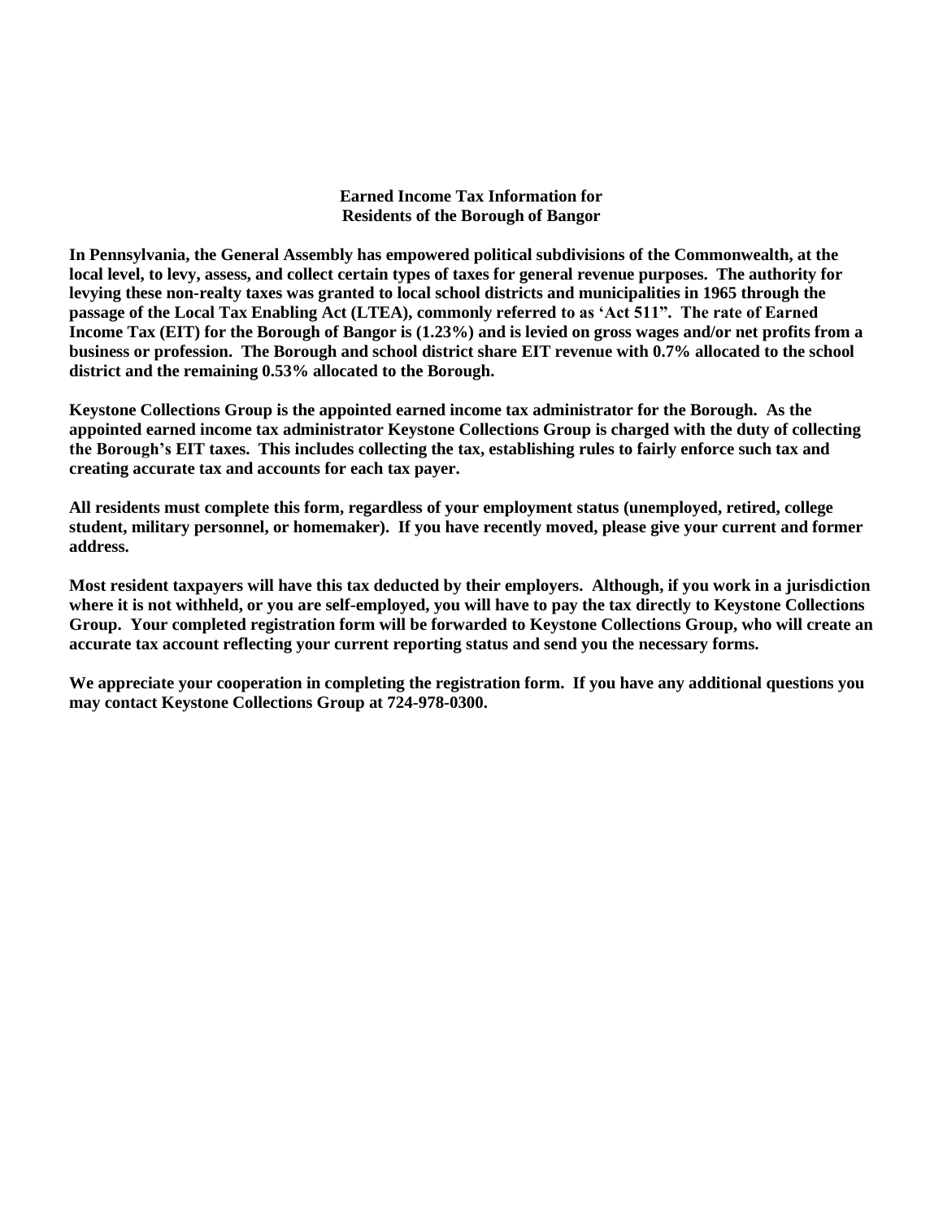**Earned Income Tax Information for**
**Residents of the Borough of Bangor**

**In Pennsylvania, the General Assembly has empowered political subdivisions of the Commonwealth, at the local level, to levy, assess, and collect certain types of taxes for general revenue purposes. The authority for levying these non-realty taxes was granted to local school districts and municipalities in 1965 through the passage of the Local Tax Enabling Act (LTEA), commonly referred to as 'Act 511". The rate of Earned Income Tax (EIT) for the Borough of Bangor is (1.23%) and is levied on gross wages and/or net profits from a business or profession. The Borough and school district share EIT revenue with 0.7% allocated to the school district and the remaining 0.53% allocated to the Borough.**

**Keystone Collections Group is the appointed earned income tax administrator for the Borough. As the appointed earned income tax administrator Keystone Collections Group is charged with the duty of collecting the Borough's EIT taxes. This includes collecting the tax, establishing rules to fairly enforce such tax and creating accurate tax and accounts for each tax payer.**

**All residents must complete this form, regardless of your employment status (unemployed, retired, college student, military personnel, or homemaker). If you have recently moved, please give your current and former address.**

**Most resident taxpayers will have this tax deducted by their employers. Although, if you work in a jurisdiction where it is not withheld, or you are self-employed, you will have to pay the tax directly to Keystone Collections Group. Your completed registration form will be forwarded to Keystone Collections Group, who will create an accurate tax account reflecting your current reporting status and send you the necessary forms.**

**We appreciate your cooperation in completing the registration form. If you have any additional questions you may contact Keystone Collections Group at 724-978-0300.**